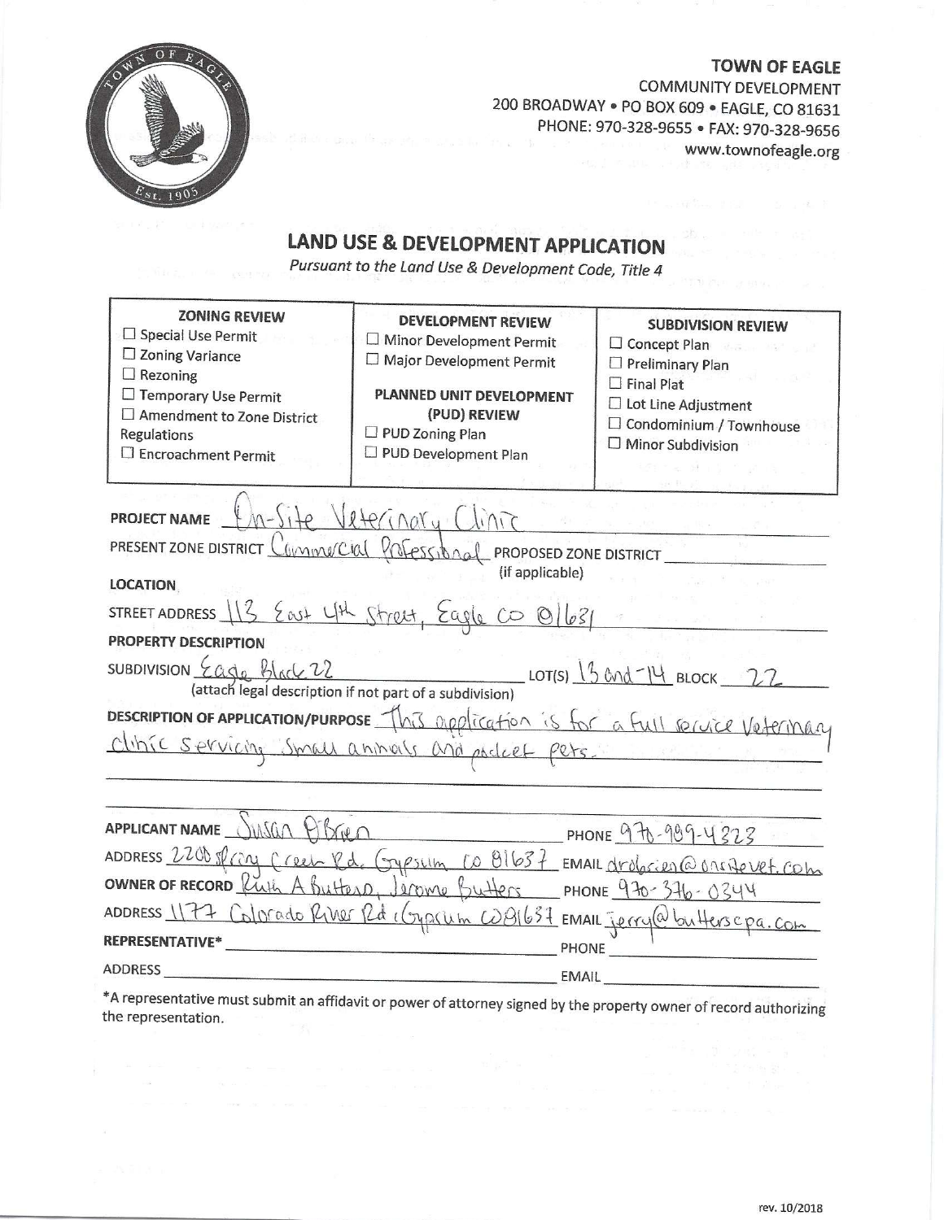**TOWN OF EAGLE**
COMMUNITY DEVELOPMENT
200 BROADWAY • PO BOX 609 • EAGLE, CO 81631
PHONE: 970-328-9655 • FAX: 970-328-9656
www.townofeagle.org

# LAND USE & DEVELOPMENT APPLICATION

*Pursuant to the Land Use & Development Code, Title 4*

| ZONING REVIEW | DEVELOPMENT REVIEW | SUBDIVISION REVIEW |
|---|---|---|
| ☐ Special Use Permit<br>☐ Zoning Variance<br>☐ Rezoning<br>☐ Temporary Use Permit<br>☐ Amendment to Zone District Regulations<br>☐ Encroachment Permit | ☐ Minor Development Permit<br>☐ Major Development Permit<br><br>**PLANNED UNIT DEVELOPMENT (PUD) REVIEW**<br>☐ PUD Zoning Plan<br>☐ PUD Development Plan | ☐ Concept Plan<br>☐ Preliminary Plan<br>☐ Final Plat<br>☐ Lot Line Adjustment<br>☐ Condominium / Townhouse<br>☐ Minor Subdivision |

**PROJECT NAME** On-Site Veterinary Clinic

PRESENT ZONE DISTRICT Commercial Professional PROPOSED ZONE DISTRICT ______ (if applicable)

**LOCATION**

STREET ADDRESS 113 East 4th Street, Eagle CO 81631

**PROPERTY DESCRIPTION**

SUBDIVISION Eagle Block 22 LOT(S) 13 and 14 BLOCK 22
(attach legal description if not part of a subdivision)

**DESCRIPTION OF APPLICATION/PURPOSE** This application is for a full service veterinary clinic servicing small animals and pocket pets.

**APPLICANT NAME** Susan O'Brien PHONE 970-989-4323

ADDRESS 2200 Spring Creek Rd. Gypsum CO 81637 EMAIL drobrien@onsitevet.com

**OWNER OF RECORD** Ruth A Butters, Jerome Butters PHONE 970-376-0344

ADDRESS 1177 Colorado River Rd, Gypsum CO 81637 EMAIL jerry@butterscpa.com

**REPRESENTATIVE*** ______ PHONE ______

ADDRESS ______ EMAIL ______

*A representative must submit an affidavit or power of attorney signed by the property owner of record authorizing the representation.

rev. 10/2018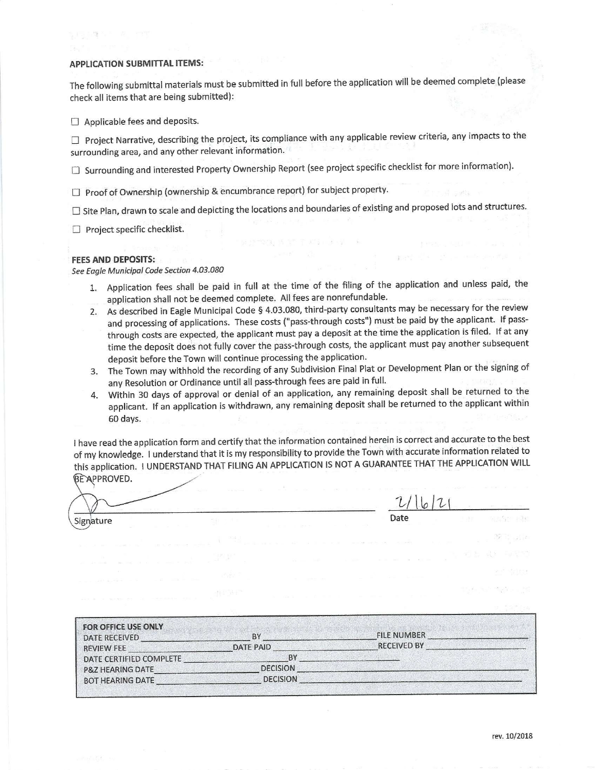**APPLICATION SUBMITTAL ITEMS:**

The following submittal materials must be submitted in full before the application will be deemed complete (please check all items that are being submitted):

☐ Applicable fees and deposits.

☐ Project Narrative, describing the project, its compliance with any applicable review criteria, any impacts to the surrounding area, and any other relevant information.

☐ Surrounding and interested Property Ownership Report (see project specific checklist for more information).

☐ Proof of Ownership (ownership & encumbrance report) for subject property.

☐ Site Plan, drawn to scale and depicting the locations and boundaries of existing and proposed lots and structures.

☐ Project specific checklist.

**FEES AND DEPOSITS:**

*See Eagle Municipal Code Section 4.03.080*

1. Application fees shall be paid in full at the time of the filing of the application and unless paid, the application shall not be deemed complete. All fees are nonrefundable.
2. As described in Eagle Municipal Code § 4.03.080, third-party consultants may be necessary for the review and processing of applications. These costs ("pass-through costs") must be paid by the applicant. If pass-through costs are expected, the applicant must pay a deposit at the time the application is filed. If at any time the deposit does not fully cover the pass-through costs, the applicant must pay another subsequent deposit before the Town will continue processing the application.
3. The Town may withhold the recording of any Subdivision Final Plat or Development Plan or the signing of any Resolution or Ordinance until all pass-through fees are paid in full.
4. Within 30 days of approval or denial of an application, any remaining deposit shall be returned to the applicant. If an application is withdrawn, any remaining deposit shall be returned to the applicant within 60 days.

I have read the application form and certify that the information contained herein is correct and accurate to the best of my knowledge. I understand that it is my responsibility to provide the Town with accurate information related to this application. I UNDERSTAND THAT FILING AN APPLICATION IS NOT A GUARANTEE THAT THE APPLICATION WILL BE APPROVED.

Signature ______________________ Date 2/16/21

**FOR OFFICE USE ONLY**

DATE RECEIVED ____________ BY ____________ FILE NUMBER ____________

REVIEW FEE ____________ DATE PAID ____________ RECEIVED BY ____________

DATE CERTIFIED COMPLETE ____________ BY ____________

P&Z HEARING DATE ____________ DECISION ____________

BOT HEARING DATE ____________ DECISION ____________

rev. 10/2018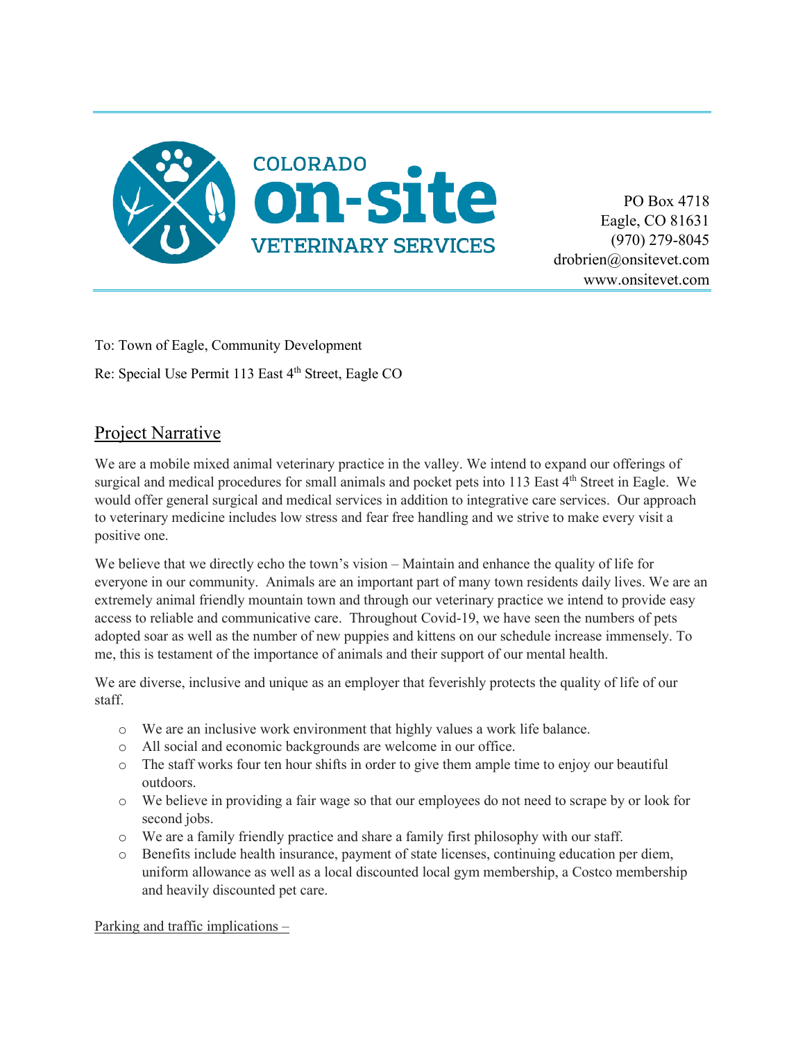COLORADO **on-site** VETERINARY SERVICES

PO Box 4718
Eagle, CO 81631
(970) 279-8045
drobrien@onsitevet.com
www.onsitevet.com

To: Town of Eagle, Community Development

Re: Special Use Permit 113 East 4th Street, Eagle CO

## Project Narrative

We are a mobile mixed animal veterinary practice in the valley. We intend to expand our offerings of surgical and medical procedures for small animals and pocket pets into 113 East 4th Street in Eagle. We would offer general surgical and medical services in addition to integrative care services. Our approach to veterinary medicine includes low stress and fear free handling and we strive to make every visit a positive one.

We believe that we directly echo the town's vision – Maintain and enhance the quality of life for everyone in our community. Animals are an important part of many town residents daily lives. We are an extremely animal friendly mountain town and through our veterinary practice we intend to provide easy access to reliable and communicative care. Throughout Covid-19, we have seen the numbers of pets adopted soar as well as the number of new puppies and kittens on our schedule increase immensely. To me, this is testament of the importance of animals and their support of our mental health.

We are diverse, inclusive and unique as an employer that feverishly protects the quality of life of our staff.

- We are an inclusive work environment that highly values a work life balance.
- All social and economic backgrounds are welcome in our office.
- The staff works four ten hour shifts in order to give them ample time to enjoy our beautiful outdoors.
- We believe in providing a fair wage so that our employees do not need to scrape by or look for second jobs.
- We are a family friendly practice and share a family first philosophy with our staff.
- Benefits include health insurance, payment of state licenses, continuing education per diem, uniform allowance as well as a local discounted local gym membership, a Costco membership and heavily discounted pet care.

Parking and traffic implications –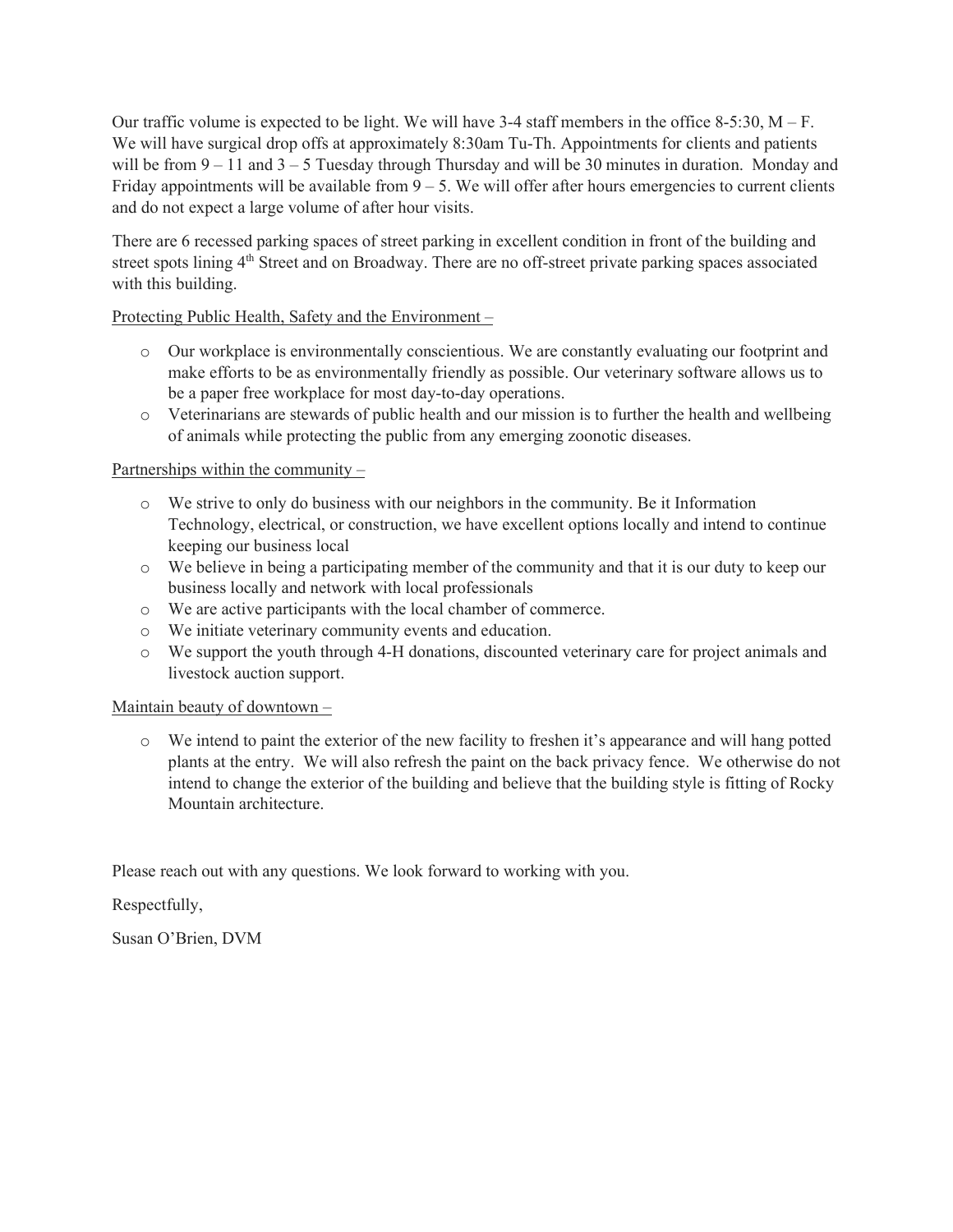Our traffic volume is expected to be light. We will have 3-4 staff members in the office 8-5:30, M – F. We will have surgical drop offs at approximately 8:30am Tu-Th. Appointments for clients and patients will be from 9 – 11 and 3 – 5 Tuesday through Thursday and will be 30 minutes in duration. Monday and Friday appointments will be available from 9 – 5. We will offer after hours emergencies to current clients and do not expect a large volume of after hour visits.

There are 6 recessed parking spaces of street parking in excellent condition in front of the building and street spots lining 4th Street and on Broadway. There are no off-street private parking spaces associated with this building.

<u>Protecting Public Health, Safety and the Environment –</u>

- Our workplace is environmentally conscientious. We are constantly evaluating our footprint and make efforts to be as environmentally friendly as possible. Our veterinary software allows us to be a paper free workplace for most day-to-day operations.
- Veterinarians are stewards of public health and our mission is to further the health and wellbeing of animals while protecting the public from any emerging zoonotic diseases.

<u>Partnerships within the community –</u>

- We strive to only do business with our neighbors in the community. Be it Information Technology, electrical, or construction, we have excellent options locally and intend to continue keeping our business local
- We believe in being a participating member of the community and that it is our duty to keep our business locally and network with local professionals
- We are active participants with the local chamber of commerce.
- We initiate veterinary community events and education.
- We support the youth through 4-H donations, discounted veterinary care for project animals and livestock auction support.

<u>Maintain beauty of downtown –</u>

- We intend to paint the exterior of the new facility to freshen it's appearance and will hang potted plants at the entry. We will also refresh the paint on the back privacy fence. We otherwise do not intend to change the exterior of the building and believe that the building style is fitting of Rocky Mountain architecture.

Please reach out with any questions. We look forward to working with you.

Respectfully,

Susan O'Brien, DVM